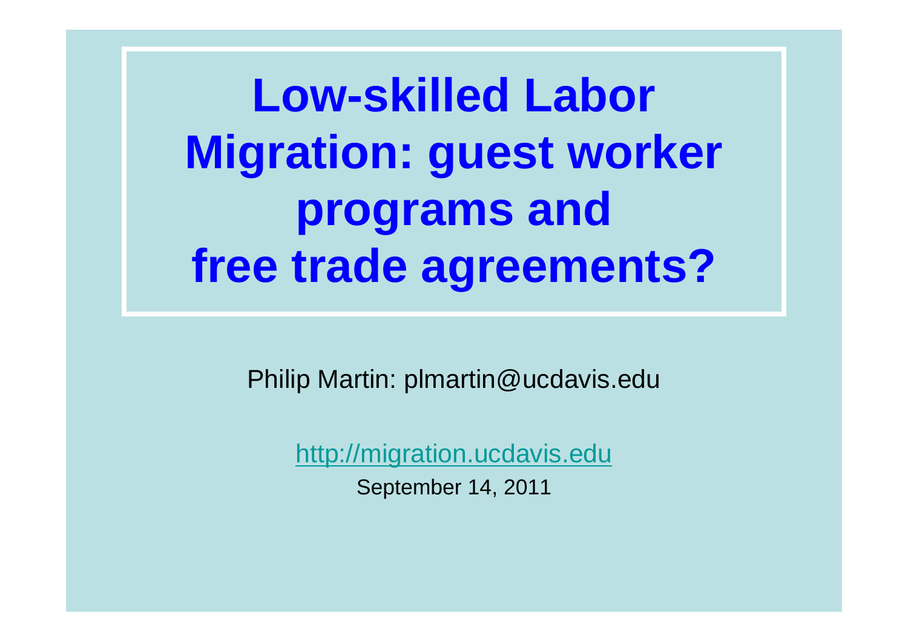# Low-skilled Labor Migration: guest worker programs and free trade agreements?

Philip Martin: plmartin@ucdavis.edu

http://migration.ucdavis.edu

September 14, 2011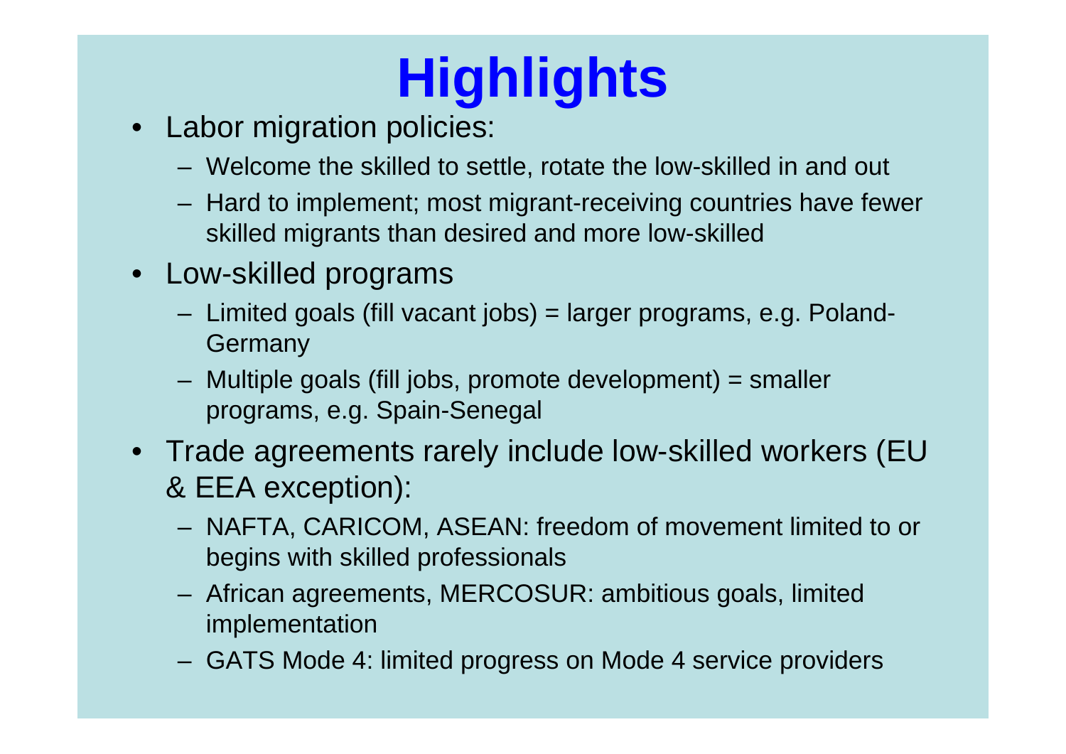# Highlights

- Labor migration policies:
  - Welcome the skilled to settle, rotate the low-skilled in and out
  - Hard to implement; most migrant-receiving countries have fewer skilled migrants than desired and more low-skilled
- Low-skilled programs
  - Limited goals (fill vacant jobs) = larger programs, e.g. Poland-Germany
  - Multiple goals (fill jobs, promote development) = smaller programs, e.g. Spain-Senegal
- Trade agreements rarely include low-skilled workers (EU & EEA exception):
  - NAFTA, CARICOM, ASEAN: freedom of movement limited to or begins with skilled professionals
  - African agreements, MERCOSUR: ambitious goals, limited implementation
  - GATS Mode 4: limited progress on Mode 4 service providers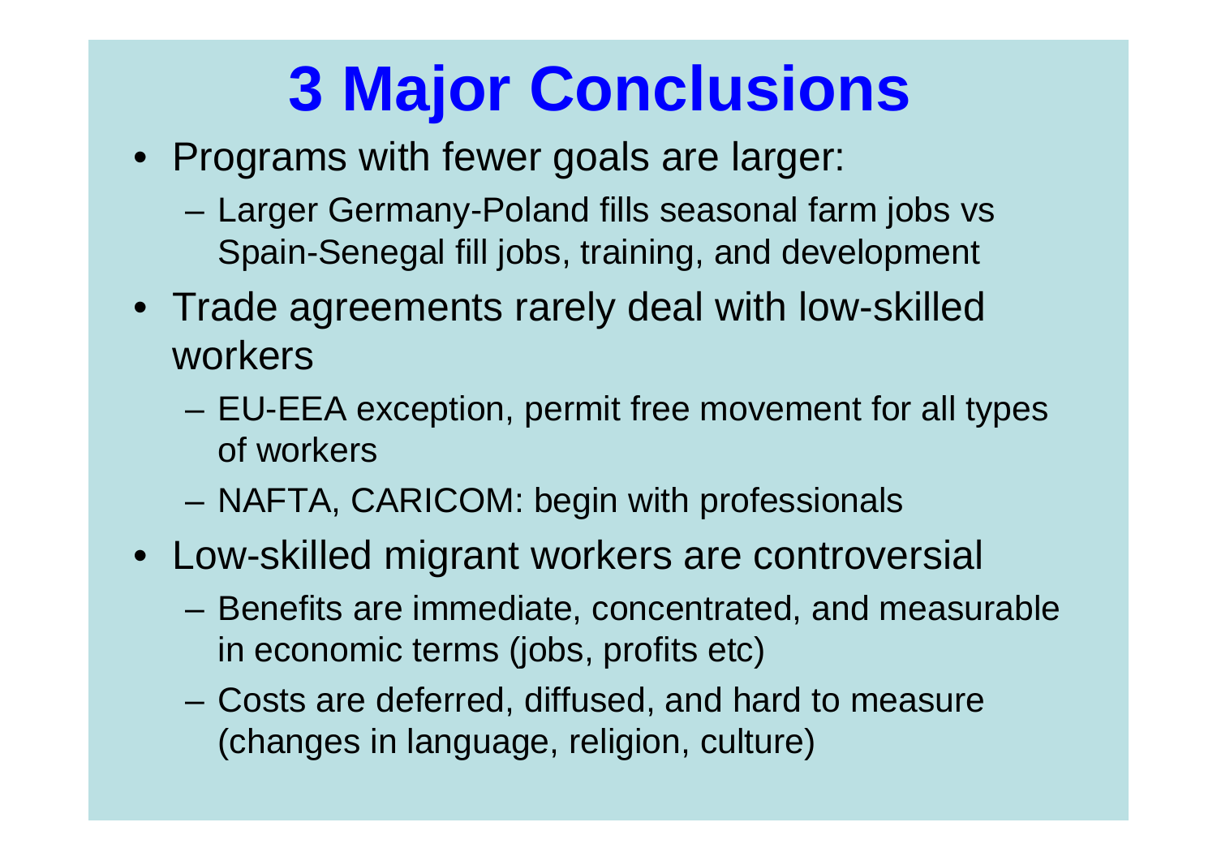# 3 Major Conclusions

- Programs with fewer goals are larger:
  - Larger Germany-Poland fills seasonal farm jobs vs Spain-Senegal fill jobs, training, and development
- Trade agreements rarely deal with low-skilled workers
  - EU-EEA exception, permit free movement for all types of workers
  - NAFTA, CARICOM: begin with professionals
- Low-skilled migrant workers are controversial
  - Benefits are immediate, concentrated, and measurable in economic terms (jobs, profits etc)
  - Costs are deferred, diffused, and hard to measure (changes in language, religion, culture)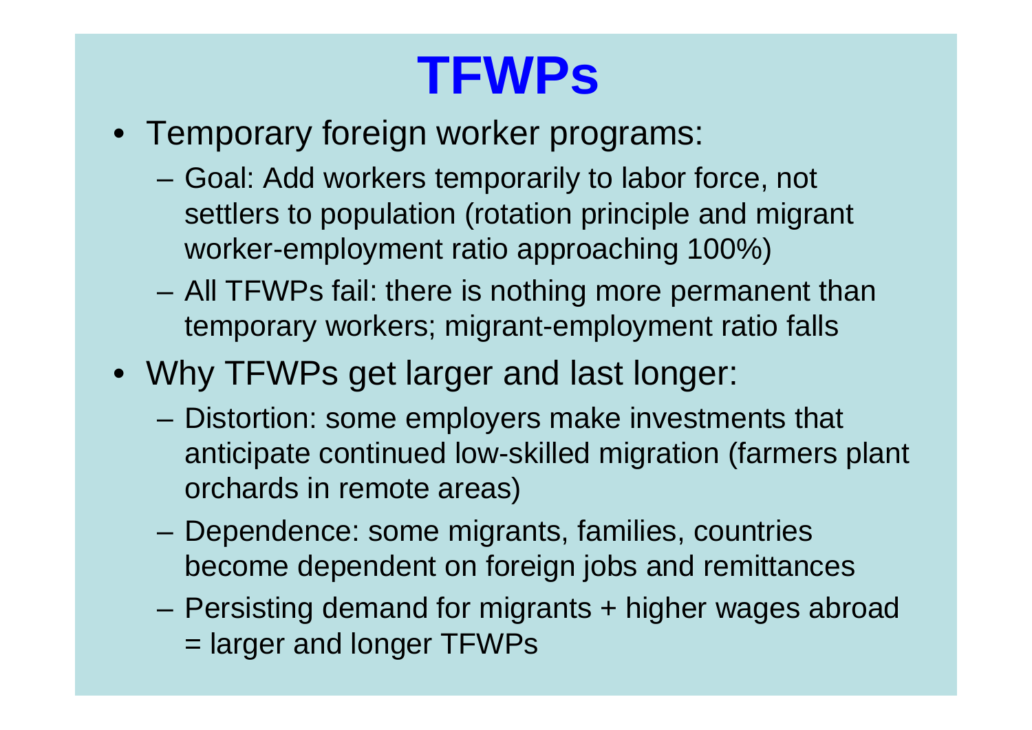# TFWPs

- Temporary foreign worker programs:
  - Goal: Add workers temporarily to labor force, not settlers to population (rotation principle and migrant worker-employment ratio approaching 100%)
  - All TFWPs fail: there is nothing more permanent than temporary workers; migrant-employment ratio falls
- Why TFWPs get larger and last longer:
  - Distortion: some employers make investments that anticipate continued low-skilled migration (farmers plant orchards in remote areas)
  - Dependence: some migrants, families, countries become dependent on foreign jobs and remittances
  - Persisting demand for migrants + higher wages abroad = larger and longer TFWPs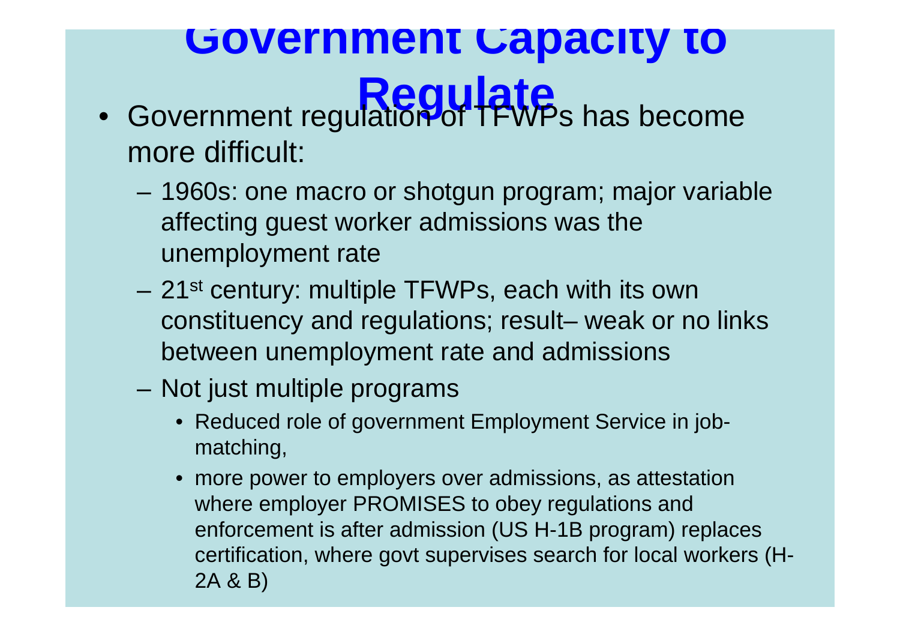# Government Capacity to Regulate

- Government regulation of TFWPs has become more difficult:
  - 1960s: one macro or shotgun program; major variable affecting guest worker admissions was the unemployment rate
  - 21st century: multiple TFWPs, each with its own constituency and regulations; result– weak or no links between unemployment rate and admissions
  - Not just multiple programs
    - Reduced role of government Employment Service in job-matching,
    - more power to employers over admissions, as attestation where employer PROMISES to obey regulations and enforcement is after admission (US H-1B program) replaces certification, where govt supervises search for local workers (H-2A & B)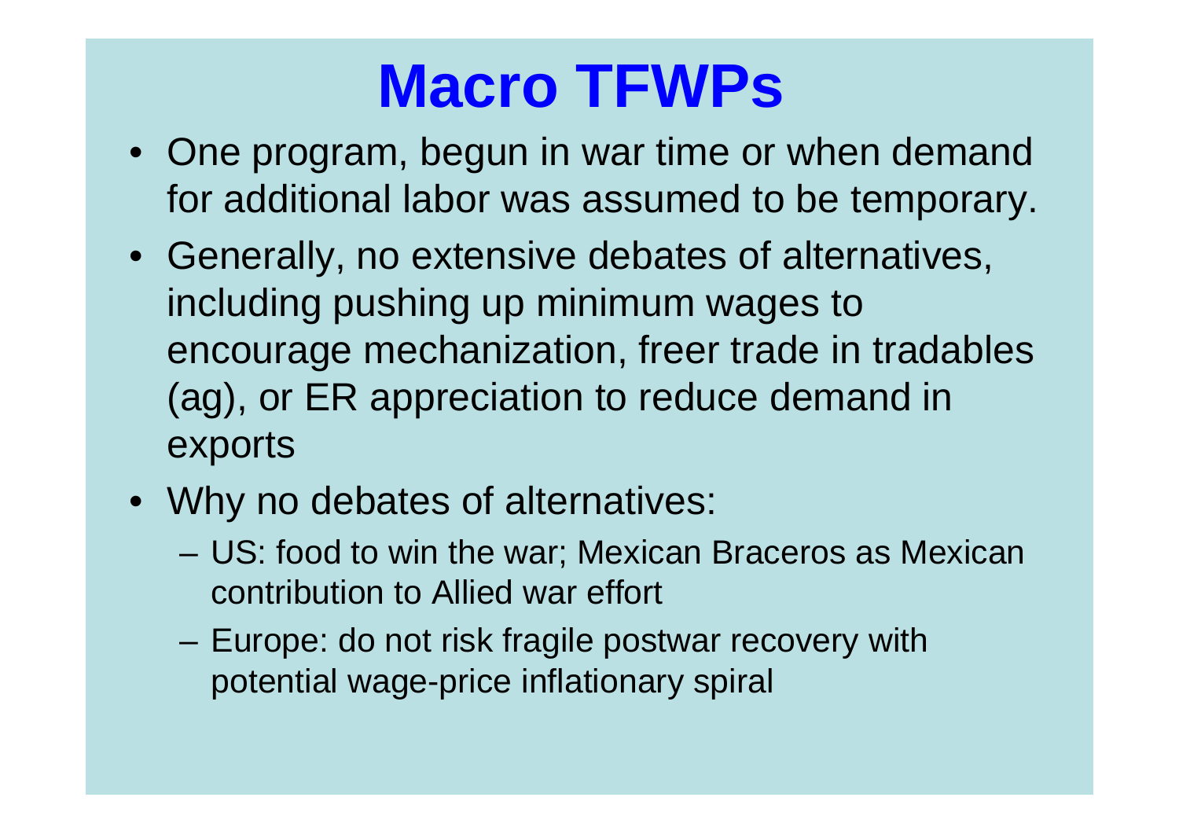# Macro TFWPs

- One program, begun in war time or when demand for additional labor was assumed to be temporary.
- Generally, no extensive debates of alternatives, including pushing up minimum wages to encourage mechanization, freer trade in tradables (ag), or ER appreciation to reduce demand in exports
- Why no debates of alternatives:
  - US: food to win the war; Mexican Braceros as Mexican contribution to Allied war effort
  - Europe: do not risk fragile postwar recovery with potential wage-price inflationary spiral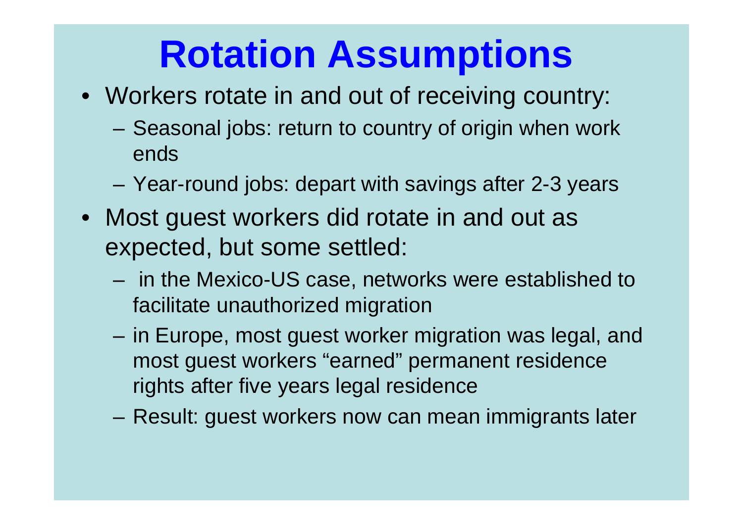# Rotation Assumptions

- Workers rotate in and out of receiving country:
  - Seasonal jobs: return to country of origin when work ends
  - Year-round jobs: depart with savings after 2-3 years
- Most guest workers did rotate in and out as expected, but some settled:
  - in the Mexico-US case, networks were established to facilitate unauthorized migration
  - in Europe, most guest worker migration was legal, and most guest workers "earned" permanent residence rights after five years legal residence
  - Result: guest workers now can mean immigrants later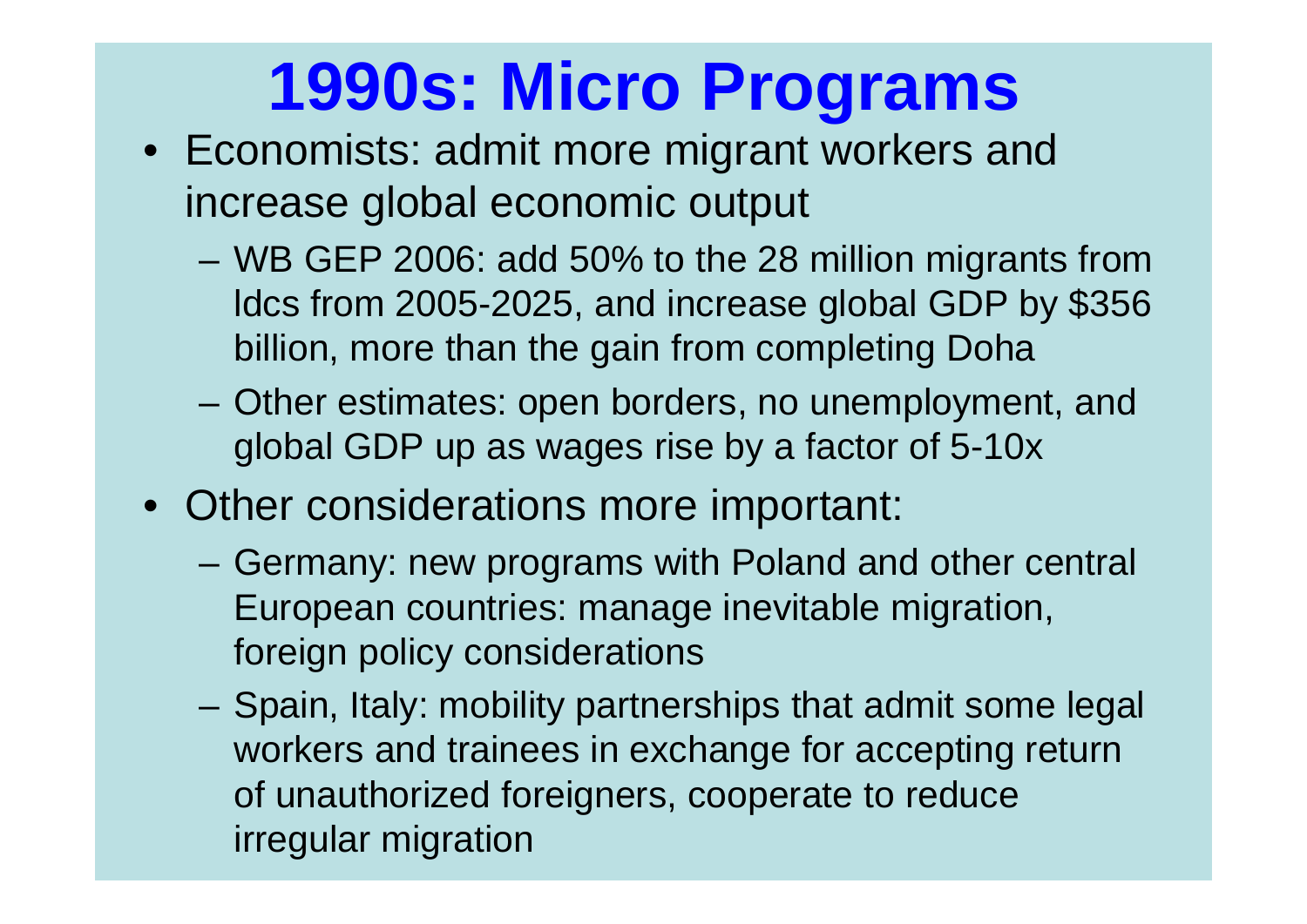# 1990s: Micro Programs

- Economists: admit more migrant workers and increase global economic output
  - WB GEP 2006: add 50% to the 28 million migrants from ldcs from 2005-2025, and increase global GDP by $356 billion, more than the gain from completing Doha
  - Other estimates: open borders, no unemployment, and global GDP up as wages rise by a factor of 5-10x
- Other considerations more important:
  - Germany: new programs with Poland and other central European countries: manage inevitable migration, foreign policy considerations
  - Spain, Italy: mobility partnerships that admit some legal workers and trainees in exchange for accepting return of unauthorized foreigners, cooperate to reduce irregular migration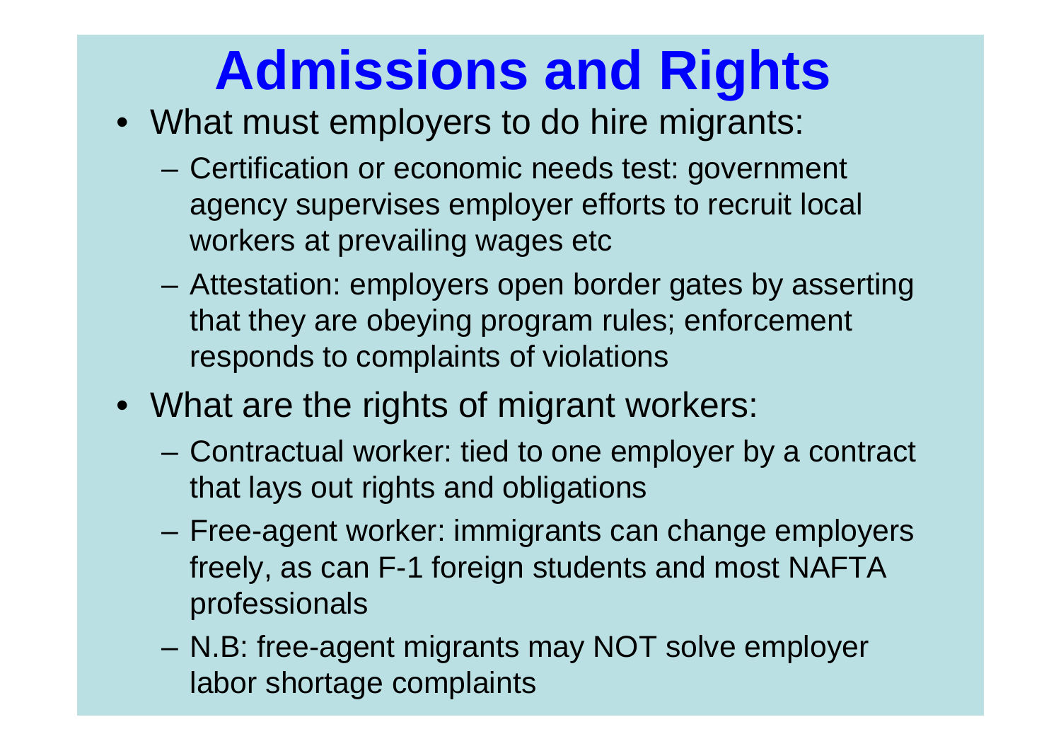# Admissions and Rights

- What must employers to do hire migrants:
  - Certification or economic needs test: government agency supervises employer efforts to recruit local workers at prevailing wages etc
  - Attestation: employers open border gates by asserting that they are obeying program rules; enforcement responds to complaints of violations
- What are the rights of migrant workers:
  - Contractual worker: tied to one employer by a contract that lays out rights and obligations
  - Free-agent worker: immigrants can change employers freely, as can F-1 foreign students and most NAFTA professionals
  - N.B: free-agent migrants may NOT solve employer labor shortage complaints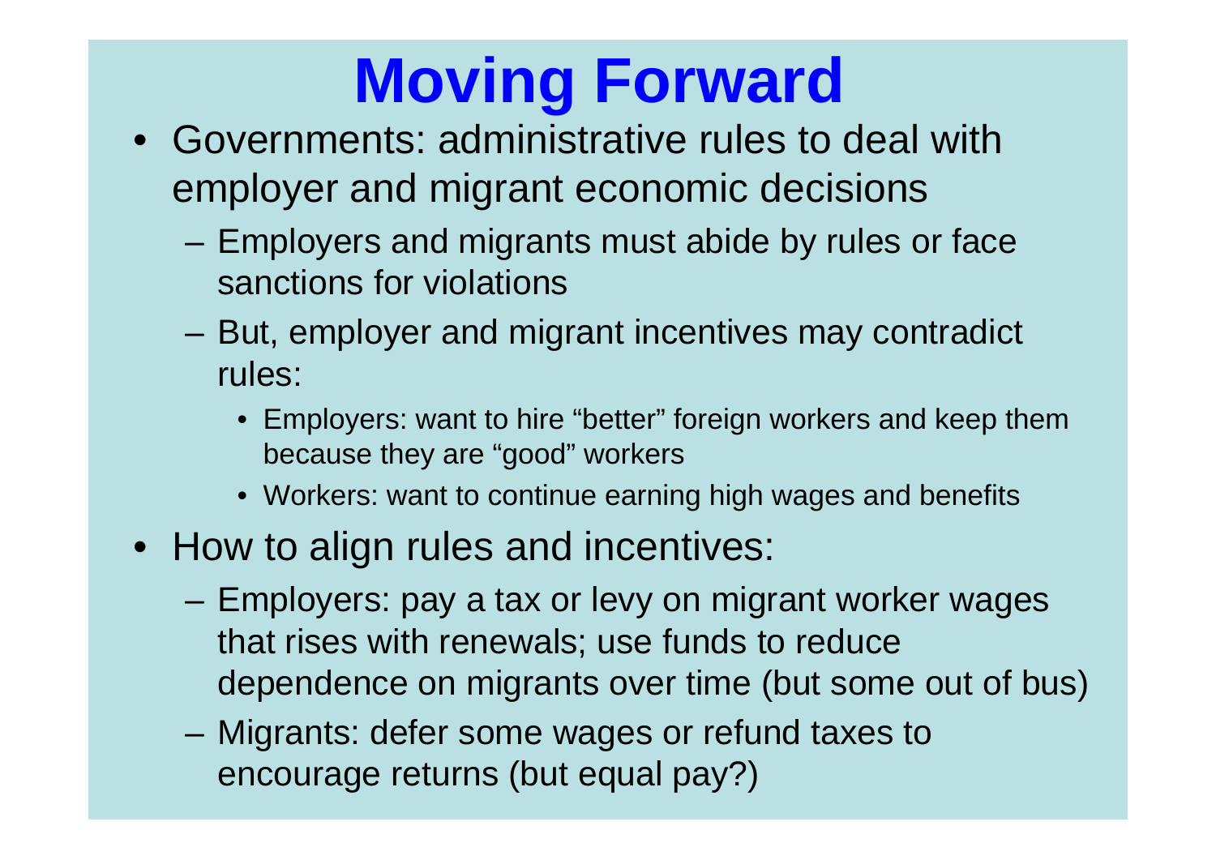# Moving Forward

- Governments: administrative rules to deal with employer and migrant economic decisions
  - Employers and migrants must abide by rules or face sanctions for violations
  - But, employer and migrant incentives may contradict rules:
    - Employers: want to hire "better" foreign workers and keep them because they are "good" workers
    - Workers: want to continue earning high wages and benefits
- How to align rules and incentives:
  - Employers: pay a tax or levy on migrant worker wages that rises with renewals; use funds to reduce dependence on migrants over time (but some out of bus)
  - Migrants: defer some wages or refund taxes to encourage returns (but equal pay?)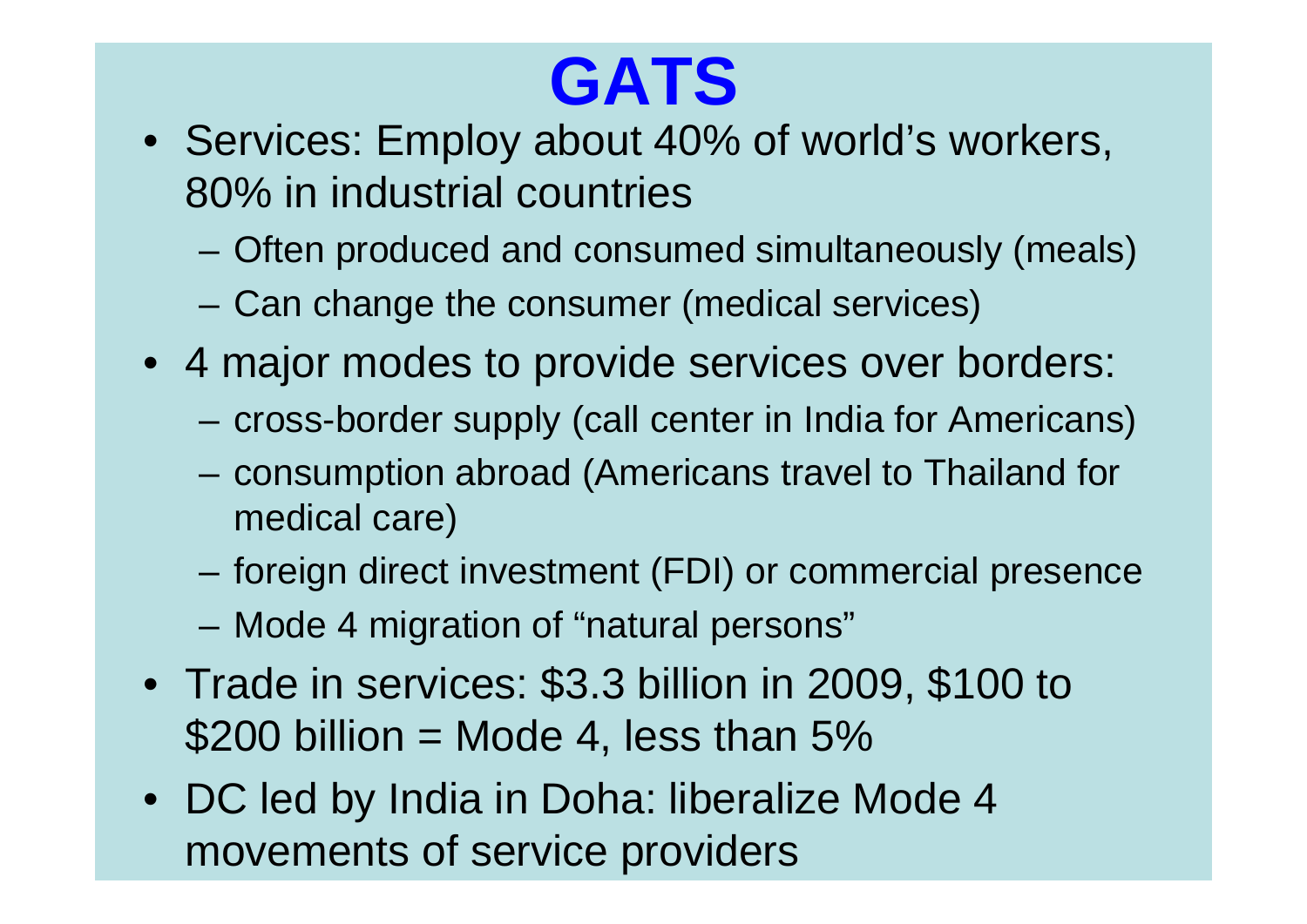# GATS

- Services: Employ about 40% of world's workers, 80% in industrial countries
  - Often produced and consumed simultaneously (meals)
  - Can change the consumer (medical services)
- 4 major modes to provide services over borders:
  - cross-border supply (call center in India for Americans)
  - consumption abroad (Americans travel to Thailand for medical care)
  - foreign direct investment (FDI) or commercial presence
  - Mode 4 migration of "natural persons"
- Trade in services: $3.3 billion in 2009, $100 to $200 billion = Mode 4, less than 5%
- DC led by India in Doha: liberalize Mode 4 movements of service providers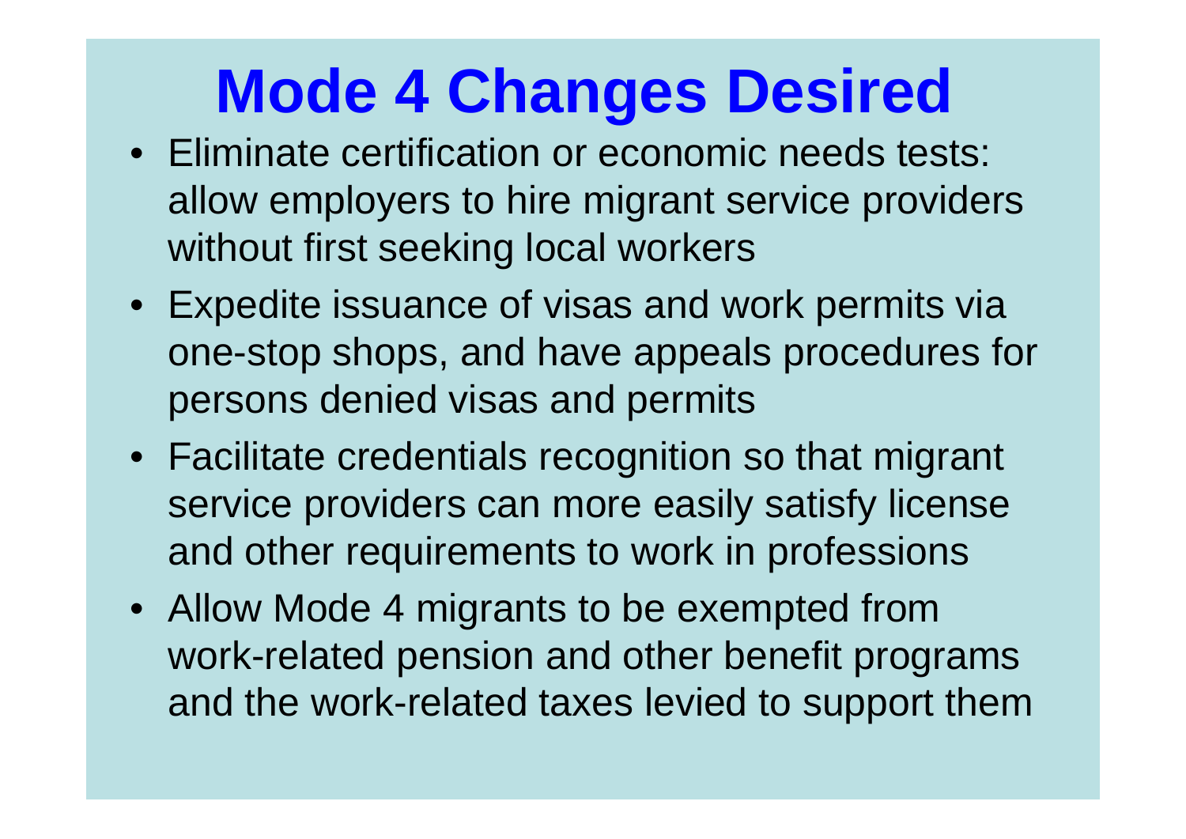# Mode 4 Changes Desired

- Eliminate certification or economic needs tests: allow employers to hire migrant service providers without first seeking local workers
- Expedite issuance of visas and work permits via one-stop shops, and have appeals procedures for persons denied visas and permits
- Facilitate credentials recognition so that migrant service providers can more easily satisfy license and other requirements to work in professions
- Allow Mode 4 migrants to be exempted from work-related pension and other benefit programs and the work-related taxes levied to support them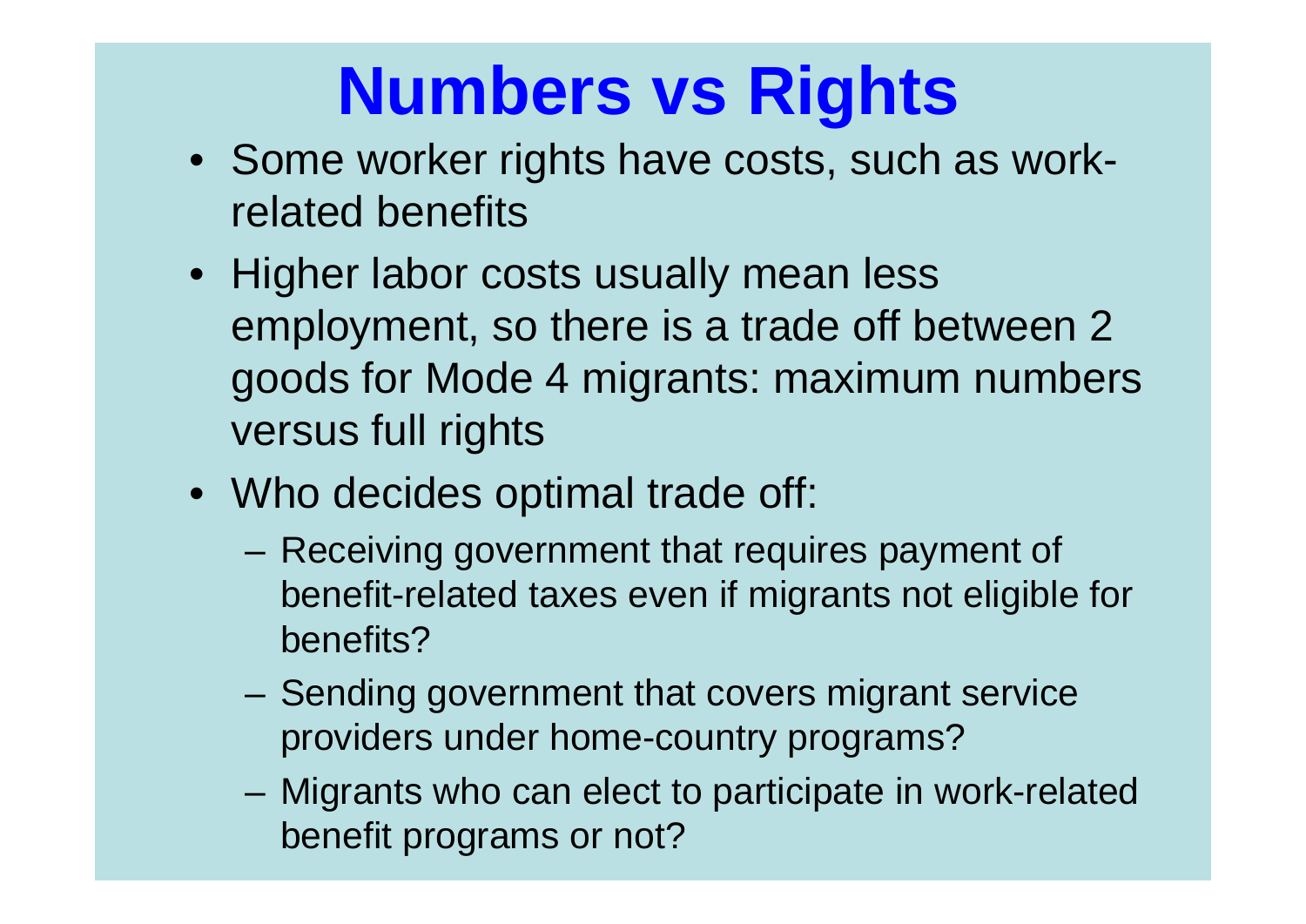# Numbers vs Rights

- Some worker rights have costs, such as work-related benefits
- Higher labor costs usually mean less employment, so there is a trade off between 2 goods for Mode 4 migrants: maximum numbers versus full rights
- Who decides optimal trade off:
  - Receiving government that requires payment of benefit-related taxes even if migrants not eligible for benefits?
  - Sending government that covers migrant service providers under home-country programs?
  - Migrants who can elect to participate in work-related benefit programs or not?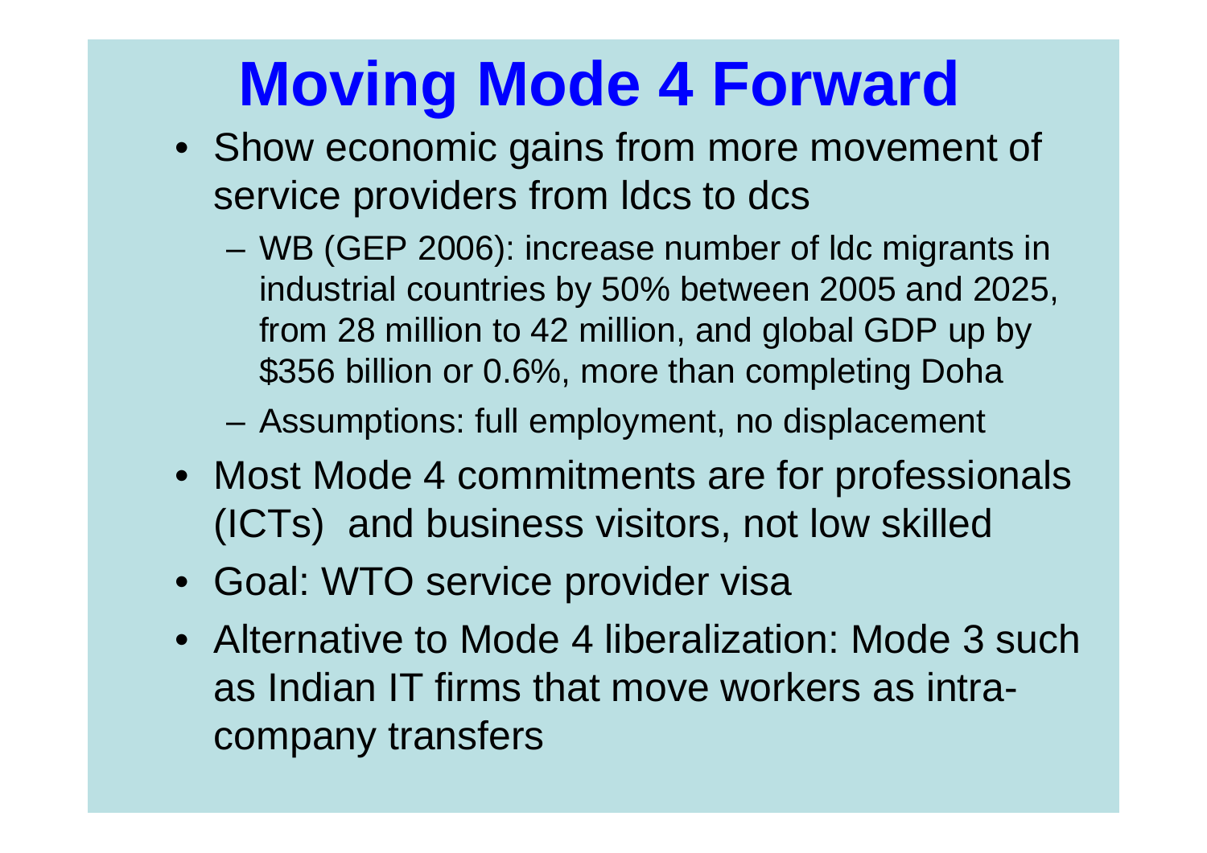# Moving Mode 4 Forward

- Show economic gains from more movement of service providers from ldcs to dcs
  - WB (GEP 2006): increase number of ldc migrants in industrial countries by 50% between 2005 and 2025, from 28 million to 42 million, and global GDP up by $356 billion or 0.6%, more than completing Doha
  - Assumptions: full employment, no displacement
- Most Mode 4 commitments are for professionals (ICTs) and business visitors, not low skilled
- Goal: WTO service provider visa
- Alternative to Mode 4 liberalization: Mode 3 such as Indian IT firms that move workers as intra-company transfers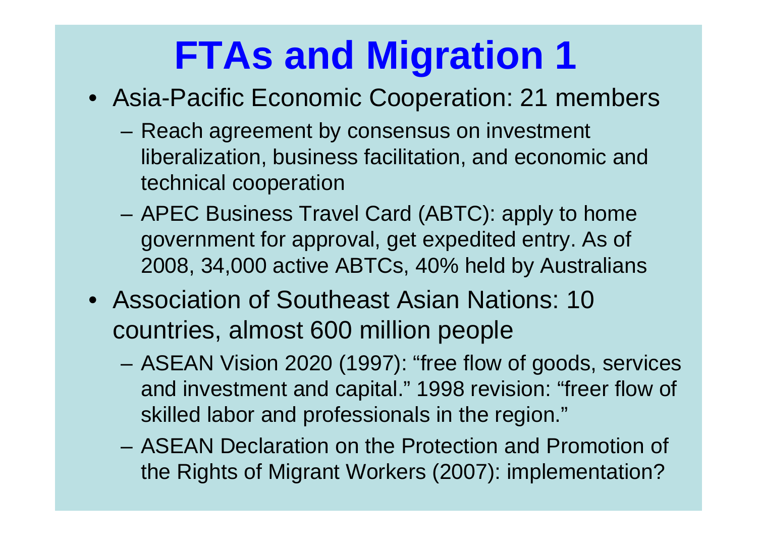# FTAs and Migration 1

- Asia-Pacific Economic Cooperation: 21 members
  - Reach agreement by consensus on investment liberalization, business facilitation, and economic and technical cooperation
  - APEC Business Travel Card (ABTC): apply to home government for approval, get expedited entry. As of 2008, 34,000 active ABTCs, 40% held by Australians
- Association of Southeast Asian Nations: 10 countries, almost 600 million people
  - ASEAN Vision 2020 (1997): "free flow of goods, services and investment and capital." 1998 revision: "freer flow of skilled labor and professionals in the region."
  - ASEAN Declaration on the Protection and Promotion of the Rights of Migrant Workers (2007): implementation?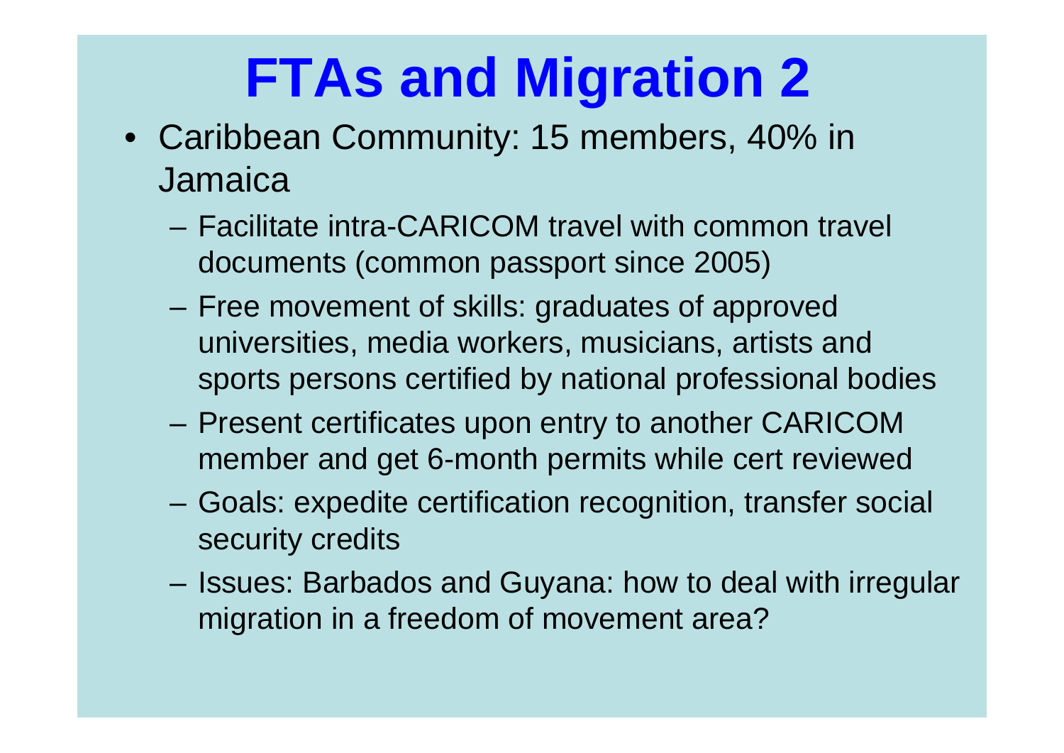# FTAs and Migration 2

- Caribbean Community: 15 members, 40% in Jamaica
  - Facilitate intra-CARICOM travel with common travel documents (common passport since 2005)
  - Free movement of skills: graduates of approved universities, media workers, musicians, artists and sports persons certified by national professional bodies
  - Present certificates upon entry to another CARICOM member and get 6-month permits while cert reviewed
  - Goals: expedite certification recognition, transfer social security credits
  - Issues: Barbados and Guyana: how to deal with irregular migration in a freedom of movement area?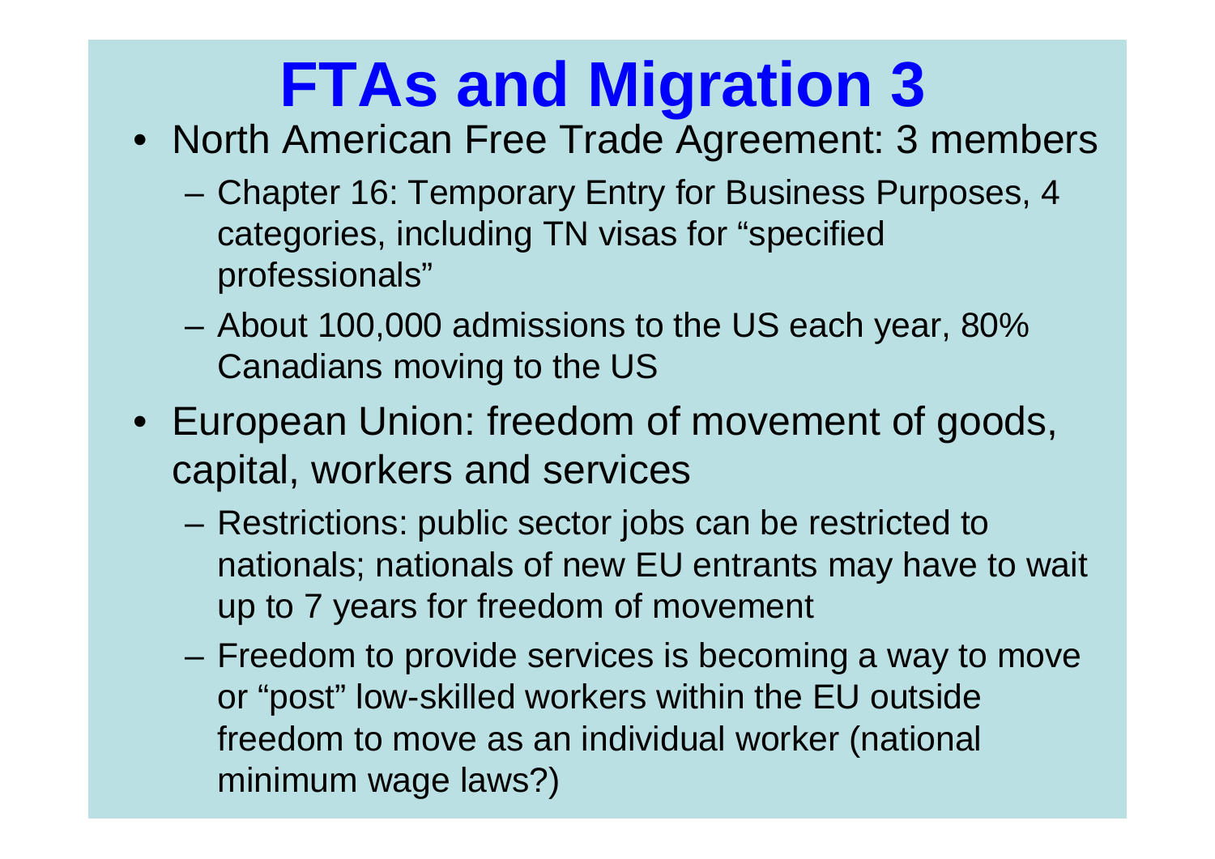# FTAs and Migration 3

- North American Free Trade Agreement: 3 members
  - Chapter 16: Temporary Entry for Business Purposes, 4 categories, including TN visas for "specified professionals"
  - About 100,000 admissions to the US each year, 80% Canadians moving to the US
- European Union: freedom of movement of goods, capital, workers and services
  - Restrictions: public sector jobs can be restricted to nationals; nationals of new EU entrants may have to wait up to 7 years for freedom of movement
  - Freedom to provide services is becoming a way to move or "post" low-skilled workers within the EU outside freedom to move as an individual worker (national minimum wage laws?)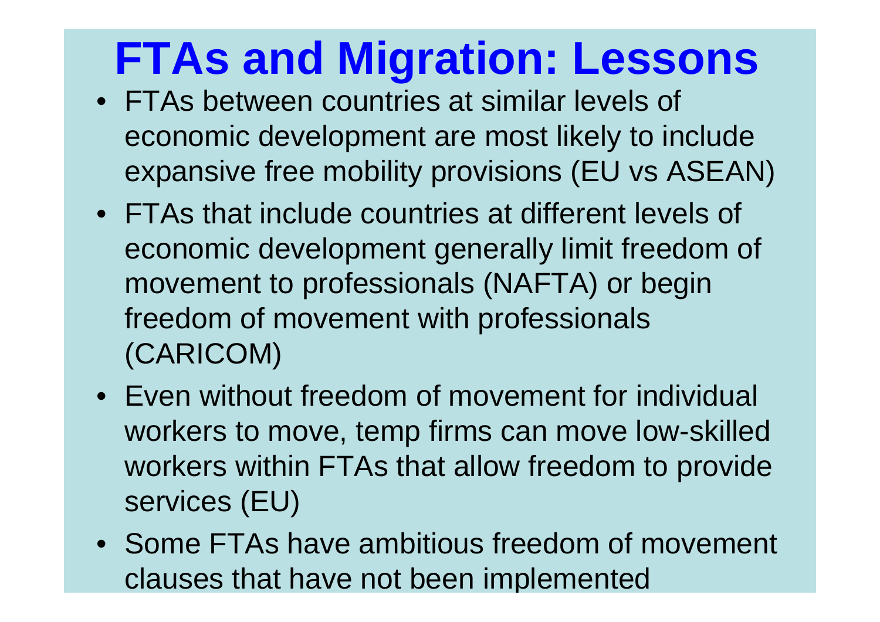# FTAs and Migration: Lessons

- FTAs between countries at similar levels of economic development are most likely to include expansive free mobility provisions (EU vs ASEAN)
- FTAs that include countries at different levels of economic development generally limit freedom of movement to professionals (NAFTA) or begin freedom of movement with professionals (CARICOM)
- Even without freedom of movement for individual workers to move, temp firms can move low-skilled workers within FTAs that allow freedom to provide services (EU)
- Some FTAs have ambitious freedom of movement clauses that have not been implemented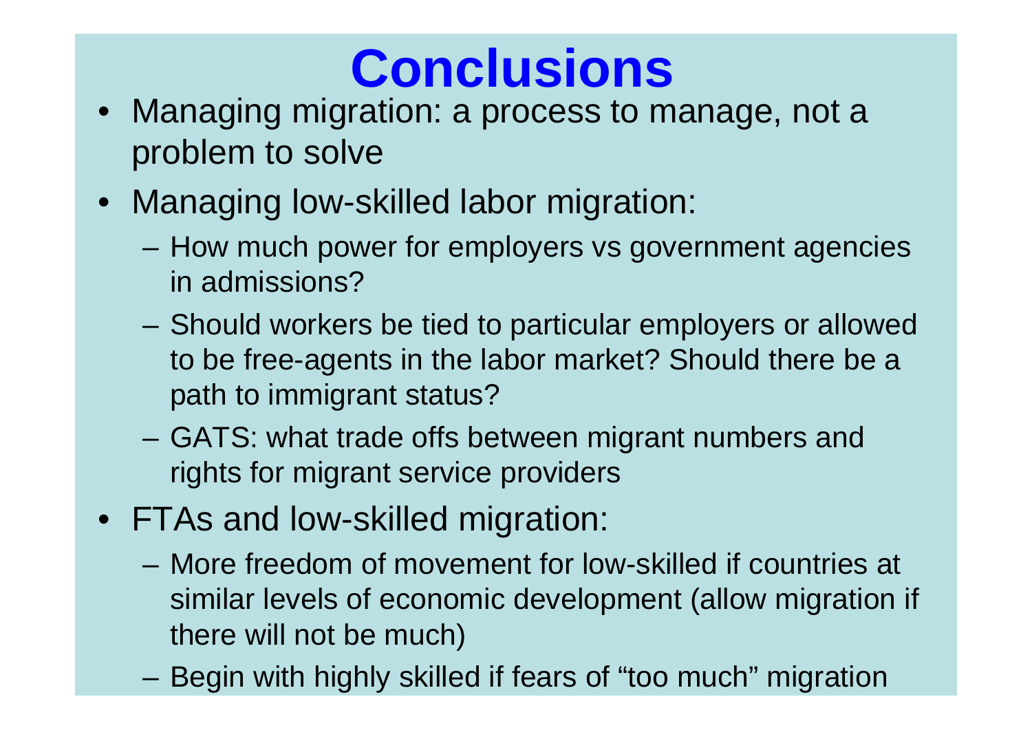# Conclusions

- Managing migration: a process to manage, not a problem to solve
- Managing low-skilled labor migration:
  - How much power for employers vs government agencies in admissions?
  - Should workers be tied to particular employers or allowed to be free-agents in the labor market? Should there be a path to immigrant status?
  - GATS: what trade offs between migrant numbers and rights for migrant service providers
- FTAs and low-skilled migration:
  - More freedom of movement for low-skilled if countries at similar levels of economic development (allow migration if there will not be much)
  - Begin with highly skilled if fears of “too much” migration